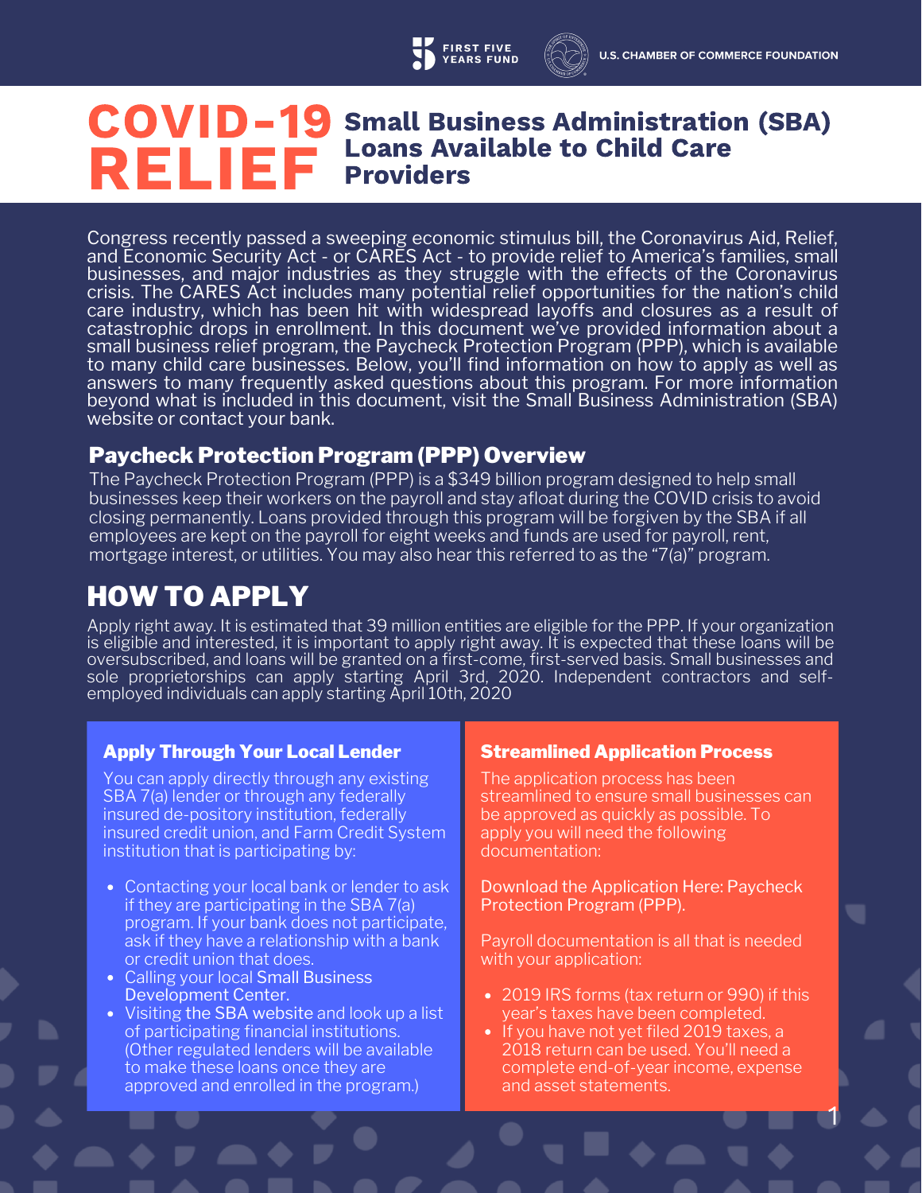FIRST FIVE YEARS FUND | U.S. CHAMBER OF COMMERCE FOUNDATION

# COVID-19 RELIEF

## Small Business Administration (SBA) Loans Available to Child Care Providers

Congress recently passed a sweeping economic stimulus bill, the Coronavirus Aid, Relief, and Economic Security Act - or CARES Act - to provide relief to America's families, small businesses, and major industries as they struggle with the effects of the Coronavirus crisis. The CARES Act includes many potential relief opportunities for the nation's child care industry, which has been hit with widespread layoffs and closures as a result of catastrophic drops in enrollment. In this document we've provided information about a small business relief program, the Paycheck Protection Program (PPP), which is available to many child care businesses. Below, you'll find information on how to apply as well as answers to many frequently asked questions about this program. For more information beyond what is included in this document, visit the Small Business Administration (SBA) website or contact your bank.

### Paycheck Protection Program (PPP) Overview

The Paycheck Protection Program (PPP) is a $349 billion program designed to help small businesses keep their workers on the payroll and stay afloat during the COVID crisis to avoid closing permanently. Loans provided through this program will be forgiven by the SBA if all employees are kept on the payroll for eight weeks and funds are used for payroll, rent, mortgage interest, or utilities. You may also hear this referred to as the "7(a)" program.

## HOW TO APPLY

Apply right away. It is estimated that 39 million entities are eligible for the PPP. If your organization is eligible and interested, it is important to apply right away. It is expected that these loans will be oversubscribed, and loans will be granted on a first-come, first-served basis. Small businesses and sole proprietorships can apply starting April 3rd, 2020. Independent contractors and self-employed individuals can apply starting April 10th, 2020

### Apply Through Your Local Lender

You can apply directly through any existing SBA 7(a) lender or through any federally insured de-pository institution, federally insured credit union, and Farm Credit System institution that is participating by:

- Contacting your local bank or lender to ask if they are participating in the SBA 7(a) program. If your bank does not participate, ask if they have a relationship with a bank or credit union that does.
- Calling your local Small Business Development Center.
- Visiting the SBA website and look up a list of participating financial institutions. (Other regulated lenders will be available to make these loans once they are approved and enrolled in the program.)

### Streamlined Application Process

The application process has been streamlined to ensure small businesses can be approved as quickly as possible. To apply you will need the following documentation:

Download the Application Here: Paycheck Protection Program (PPP).

Payroll documentation is all that is needed with your application:

- 2019 IRS forms (tax return or 990) if this year's taxes have been completed.
- If you have not yet filed 2019 taxes, a 2018 return can be used. You'll need a complete end-of-year income, expense and asset statements.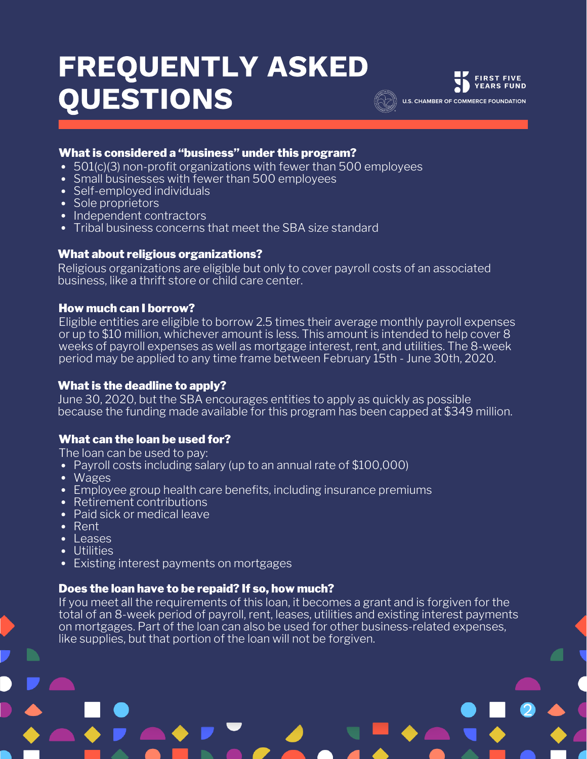# FREQUENTLY ASKED QUESTIONS

FIRST FIVE YEARS FUND

U.S. CHAMBER OF COMMERCE FOUNDATION

**What is considered a "business" under this program?**

- 501(c)(3) non-profit organizations with fewer than 500 employees
- Small businesses with fewer than 500 employees
- Self-employed individuals
- Sole proprietors
- Independent contractors
- Tribal business concerns that meet the SBA size standard

**What about religious organizations?**

Religious organizations are eligible but only to cover payroll costs of an associated business, like a thrift store or child care center.

**How much can I borrow?**

Eligible entities are eligible to borrow 2.5 times their average monthly payroll expenses or up to $10 million, whichever amount is less. This amount is intended to help cover 8 weeks of payroll expenses as well as mortgage interest, rent, and utilities. The 8-week period may be applied to any time frame between February 15th - June 30th, 2020.

**What is the deadline to apply?**

June 30, 2020, but the SBA encourages entities to apply as quickly as possible because the funding made available for this program has been capped at $349 million.

**What can the loan be used for?**

The loan can be used to pay:

- Payroll costs including salary (up to an annual rate of $100,000)
- Wages
- Employee group health care benefits, including insurance premiums
- Retirement contributions
- Paid sick or medical leave
- Rent
- Leases
- Utilities
- Existing interest payments on mortgages

**Does the loan have to be repaid? If so, how much?**

If you meet all the requirements of this loan, it becomes a grant and is forgiven for the total of an 8-week period of payroll, rent, leases, utilities and existing interest payments on mortgages. Part of the loan can also be used for other business-related expenses, like supplies, but that portion of the loan will not be forgiven.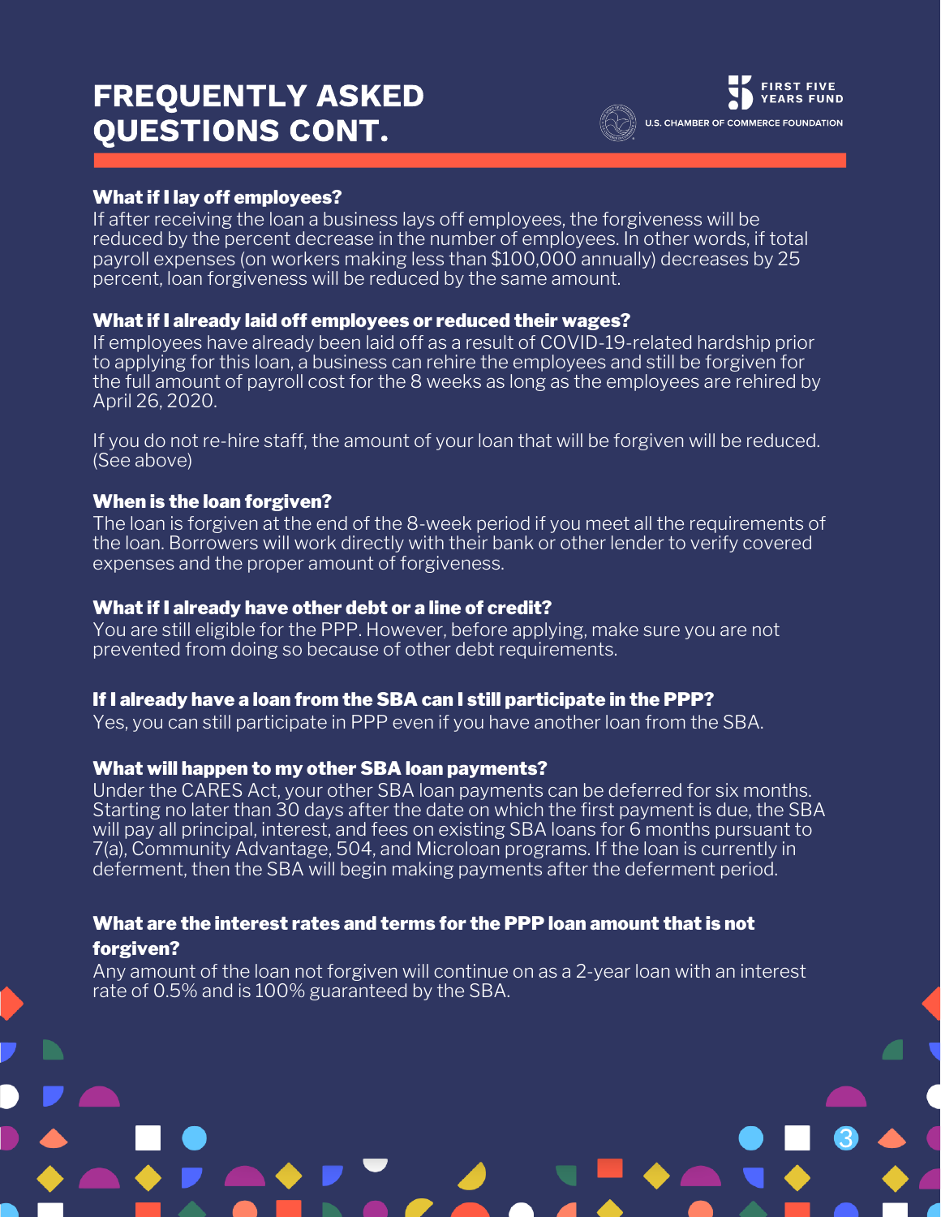# FREQUENTLY ASKED QUESTIONS CONT.

### What if I lay off employees?

If after receiving the loan a business lays off employees, the forgiveness will be reduced by the percent decrease in the number of employees. In other words, if total payroll expenses (on workers making less than $100,000 annually) decreases by 25 percent, loan forgiveness will be reduced by the same amount.

### What if I already laid off employees or reduced their wages?

If employees have already been laid off as a result of COVID-19-related hardship prior to applying for this loan, a business can rehire the employees and still be forgiven for the full amount of payroll cost for the 8 weeks as long as the employees are rehired by April 26, 2020.

If you do not re-hire staff, the amount of your loan that will be forgiven will be reduced. (See above)

### When is the loan forgiven?

The loan is forgiven at the end of the 8-week period if you meet all the requirements of the loan. Borrowers will work directly with their bank or other lender to verify covered expenses and the proper amount of forgiveness.

### What if I already have other debt or a line of credit?

You are still eligible for the PPP. However, before applying, make sure you are not prevented from doing so because of other debt requirements.

### If I already have a loan from the SBA can I still participate in the PPP?

Yes, you can still participate in PPP even if you have another loan from the SBA.

### What will happen to my other SBA loan payments?

Under the CARES Act, your other SBA loan payments can be deferred for six months. Starting no later than 30 days after the date on which the first payment is due, the SBA will pay all principal, interest, and fees on existing SBA loans for 6 months pursuant to 7(a), Community Advantage, 504, and Microloan programs. If the loan is currently in deferment, then the SBA will begin making payments after the deferment period.

### What are the interest rates and terms for the PPP loan amount that is not forgiven?

Any amount of the loan not forgiven will continue on as a 2-year loan with an interest rate of 0.5% and is 100% guaranteed by the SBA.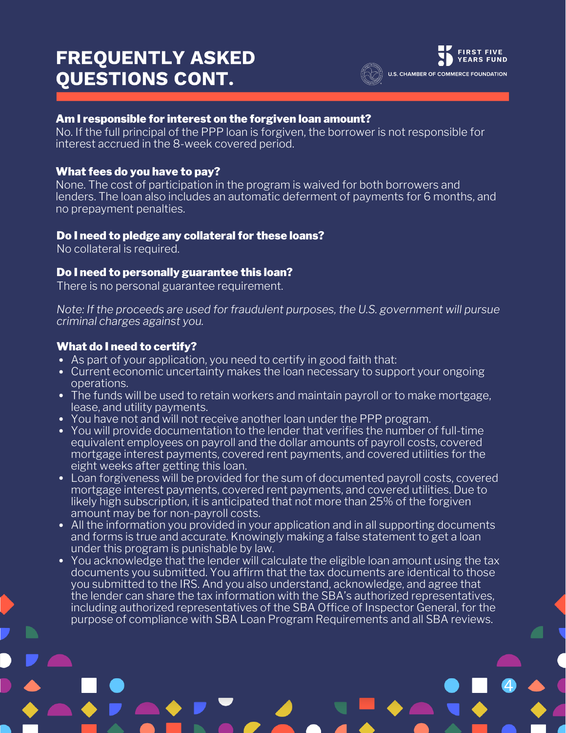# FREQUENTLY ASKED QUESTIONS CONT.

**Am I responsible for interest on the forgiven loan amount?**
No. If the full principal of the PPP loan is forgiven, the borrower is not responsible for interest accrued in the 8-week covered period.

**What fees do you have to pay?**
None. The cost of participation in the program is waived for both borrowers and lenders. The loan also includes an automatic deferment of payments for 6 months, and no prepayment penalties.

**Do I need to pledge any collateral for these loans?**
No collateral is required.

**Do I need to personally guarantee this loan?**
There is no personal guarantee requirement.

*Note: If the proceeds are used for fraudulent purposes, the U.S. government will pursue criminal charges against you.*

**What do I need to certify?**

- As part of your application, you need to certify in good faith that:
- Current economic uncertainty makes the loan necessary to support your ongoing operations.
- The funds will be used to retain workers and maintain payroll or to make mortgage, lease, and utility payments.
- You have not and will not receive another loan under the PPP program.
- You will provide documentation to the lender that verifies the number of full-time equivalent employees on payroll and the dollar amounts of payroll costs, covered mortgage interest payments, covered rent payments, and covered utilities for the eight weeks after getting this loan.
- Loan forgiveness will be provided for the sum of documented payroll costs, covered mortgage interest payments, covered rent payments, and covered utilities. Due to likely high subscription, it is anticipated that not more than 25% of the forgiven amount may be for non-payroll costs.
- All the information you provided in your application and in all supporting documents and forms is true and accurate. Knowingly making a false statement to get a loan under this program is punishable by law.
- You acknowledge that the lender will calculate the eligible loan amount using the tax documents you submitted. You affirm that the tax documents are identical to those you submitted to the IRS. And you also understand, acknowledge, and agree that the lender can share the tax information with the SBA's authorized representatives, including authorized representatives of the SBA Office of Inspector General, for the purpose of compliance with SBA Loan Program Requirements and all SBA reviews.